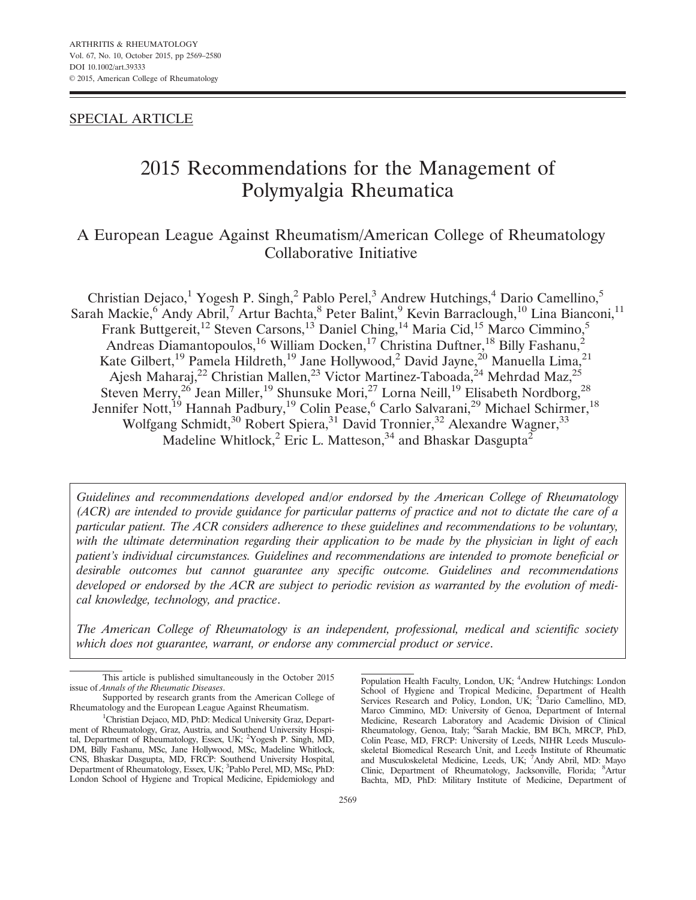SPECIAL ARTICLE

# 2015 Recommendations for the Management of Polymyalgia Rheumatica

## A European League Against Rheumatism/American College of Rheumatology Collaborative Initiative

Christian Dejaco,[1] Yogesh P. Singh,[2] Pablo Perel,[3] Andrew Hutchings,[4] Dario Camellino,[5] Sarah Mackie,[6] Andy Abril,[7] Artur Bachta,[8] Peter Balint,[9] Kevin Barraclough,[10] Lina Bianconi,[11] Frank Buttgereit,[12] Steven Carsons,[13] Daniel Ching,[14] Maria Cid,[15] Marco Cimmino,[5] Andreas Diamantopoulos,[16] William Docken,[17] Christina Duftner,[18] Billy Fashanu,[2] Kate Gilbert,[19] Pamela Hildreth,[19] Jane Hollywood,[2] David Jayne,[20] Manuella Lima,[21] Ajesh Maharaj,[22] Christian Mallen,[23] Victor Martinez-Taboada,[24] Mehrdad Maz,[25] Steven Merry,[26] Jean Miller,[19] Shunsuke Mori,[27] Lorna Neill,[19] Elisabeth Nordborg,[28] Jennifer Nott,[19] Hannah Padbury,[19] Colin Pease,[6] Carlo Salvarani,[29] Michael Schirmer,[18] Wolfgang Schmidt,[30] Robert Spiera,[31] David Tronnier,[32] Alexandre Wagner,[33] Madeline Whitlock,[2] Eric L. Matteson,[34] and Bhaskar Dasgupta[2]

*Guidelines and recommendations developed and/or endorsed by the American College of Rheumatology (ACR) are intended to provide guidance for particular patterns of practice and not to dictate the care of a particular patient. The ACR considers adherence to these guidelines and recommendations to be voluntary, with the ultimate determination regarding their application to be made by the physician in light of each patient's individual circumstances. Guidelines and recommendations are intended to promote beneficial or desirable outcomes but cannot guarantee any specific outcome. Guidelines and recommendations developed or endorsed by the ACR are subject to periodic revision as warranted by the evolution of medical knowledge, technology, and practice.*

*The American College of Rheumatology is an independent, professional, medical and scientific society which does not guarantee, warrant, or endorse any commercial product or service.*

This article is published simultaneously in the October 2015 issue of *Annals of the Rheumatic Diseases*.

Supported by research grants from the American College of Rheumatology and the European League Against Rheumatism.

[1]Christian Dejaco, MD, PhD: Medical University Graz, Department of Rheumatology, Graz, Austria, and Southend University Hospital, Department of Rheumatology, Essex, UK; [2]Yogesh P. Singh, MD, DM, Billy Fashanu, MSc, Jane Hollywood, MSc, Madeline Whitlock, CNS, Bhaskar Dasgupta, MD, FRCP: Southend University Hospital, Department of Rheumatology, Essex, UK; [3]Pablo Perel, MD, MSc, PhD: London School of Hygiene and Tropical Medicine, Epidemiology and Population Health Faculty, London, UK; [4]Andrew Hutchings: London School of Hygiene and Tropical Medicine, Department of Health Services Research and Policy, London, UK; [5]Dario Camellino, MD, Marco Cimmino, MD: University of Genoa, Department of Internal Medicine, Research Laboratory and Academic Division of Clinical Rheumatology, Genoa, Italy; [6]Sarah Mackie, BM BCh, MRCP, PhD, Colin Pease, MD, FRCP: University of Leeds, NIHR Leeds Musculoskeletal Biomedical Research Unit, and Leeds Institute of Rheumatic and Musculoskeletal Medicine, Leeds, UK; [7]Andy Abril, MD: Mayo Clinic, Department of Rheumatology, Jacksonville, Florida; [8]Artur Bachta, MD, PhD: Military Institute of Medicine, Department of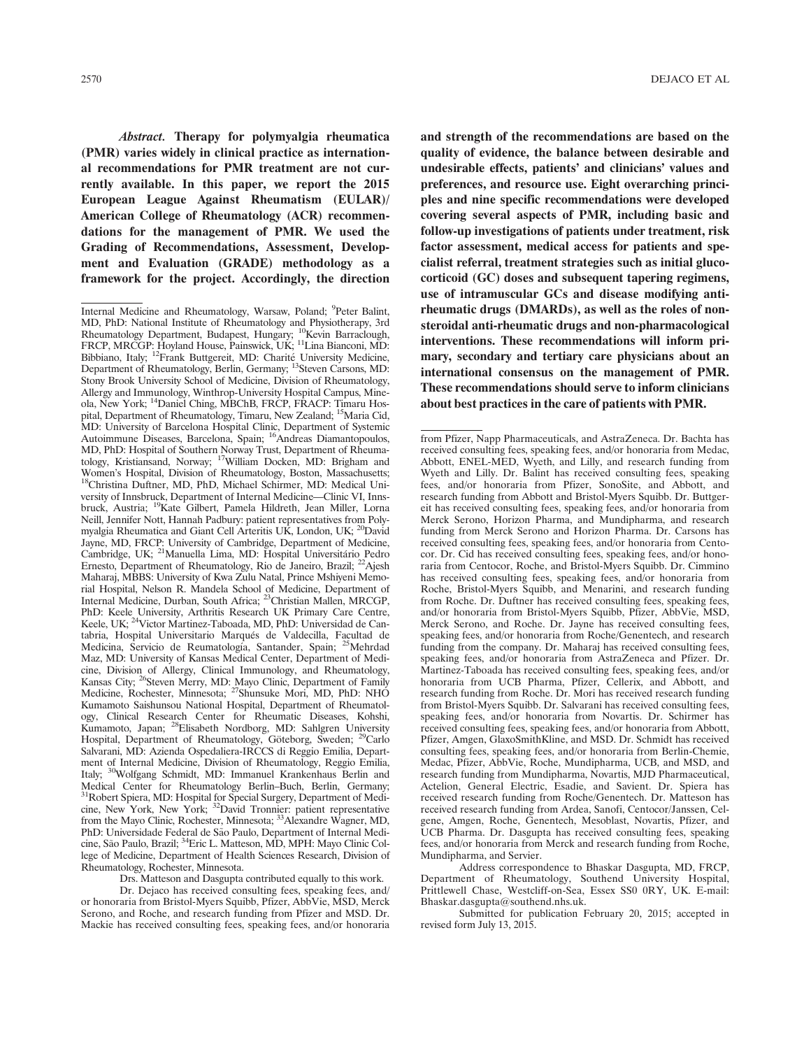*Abstract*. **Therapy for polymyalgia rheumatica (PMR) varies widely in clinical practice as international recommendations for PMR treatment are not currently available. In this paper, we report the 2015 European League Against Rheumatism (EULAR)/American College of Rheumatology (ACR) recommendations for the management of PMR. We used the Grading of Recommendations, Assessment, Development and Evaluation (GRADE) methodology as a framework for the project. Accordingly, the direction and strength of the recommendations are based on the quality of evidence, the balance between desirable and undesirable effects, patients' and clinicians' values and preferences, and resource use. Eight overarching principles and nine specific recommendations were developed covering several aspects of PMR, including basic and follow-up investigations of patients under treatment, risk factor assessment, medical access for patients and specialist referral, treatment strategies such as initial glucocorticoid (GC) doses and subsequent tapering regimens, use of intramuscular GCs and disease modifying antirheumatic drugs (DMARDs), as well as the roles of nonsteroidal anti-rheumatic drugs and non-pharmacological interventions. These recommendations will inform primary, secondary and tertiary care physicians about an international consensus on the management of PMR. These recommendations should serve to inform clinicians about best practices in the care of patients with PMR.**

Internal Medicine and Rheumatology, Warsaw, Poland; [9]Peter Balint, MD, PhD: National Institute of Rheumatology and Physiotherapy, 3rd Rheumatology Department, Budapest, Hungary; [10]Kevin Barraclough, FRCP, MRCGP: Hoyland House, Painswick, UK; [11]Lina Bianconi, MD: Bibbiano, Italy; [12]Frank Buttgereit, MD: Charité University Medicine, Department of Rheumatology, Berlin, Germany; [13]Steven Carsons, MD: Stony Brook University School of Medicine, Division of Rheumatology, Allergy and Immunology, Winthrop-University Hospital Campus, Mineola, New York; [14]Daniel Ching, MBChB, FRCP, FRACP: Timaru Hospital, Department of Rheumatology, Timaru, New Zealand; [15]Maria Cid, MD: University of Barcelona Hospital Clinic, Department of Systemic Autoimmune Diseases, Barcelona, Spain; [16]Andreas Diamantopoulos, MD, PhD: Hospital of Southern Norway Trust, Department of Rheumatology, Kristiansand, Norway; [17]William Docken, MD: Brigham and Women's Hospital, Division of Rheumatology, Boston, Massachusetts; [18]Christina Duftner, MD, PhD, Michael Schirmer, MD: Medical University of Innsbruck, Department of Internal Medicine—Clinic VI, Innsbruck, Austria; [19]Kate Gilbert, Pamela Hildreth, Jean Miller, Lorna Neill, Jennifer Nott, Hannah Padbury: patient representatives from Polymyalgia Rheumatica and Giant Cell Arteritis UK, London, UK; [20]David Jayne, MD, FRCP: University of Cambridge, Department of Medicine, Cambridge, UK; [21]Manuella Lima, MD: Hospital Universitário Pedro Ernesto, Department of Rheumatology, Rio de Janeiro, Brazil; [22]Ajesh Maharaj, MBBS: University of Kwa Zulu Natal, Prince Mshiyeni Memorial Hospital, Nelson R. Mandela School of Medicine, Department of Internal Medicine, Durban, South Africa; [23]Christian Mallen, MRCGP, PhD: Keele University, Arthritis Research UK Primary Care Centre, Keele, UK; [24]Victor Martinez-Taboada, MD, PhD: Universidad de Cantabria, Hospital Universitario Marqués de Valdecilla, Facultad de Medicina, Servicio de Reumatología, Santander, Spain; [25]Mehrdad Maz, MD: University of Kansas Medical Center, Department of Medicine, Division of Allergy, Clinical Immunology, and Rheumatology, Kansas City; [26]Steven Merry, MD: Mayo Clinic, Department of Family Medicine, Rochester, Minnesota; [27]Shunsuke Mori, MD, PhD: NHO Kumamoto Saishunsou National Hospital, Department of Rheumatology, Clinical Research Center for Rheumatic Diseases, Kohshi, Kumamoto, Japan; [28]Elisabeth Nordborg, MD: Sahlgren University Hospital, Department of Rheumatology, Göteborg, Sweden; [29]Carlo Salvarani, MD: Azienda Ospedaliera-IRCCS di Reggio Emilia, Department of Internal Medicine, Division of Rheumatology, Reggio Emilia, Italy; [30]Wolfgang Schmidt, MD: Immanuel Krankenhaus Berlin and Medical Center for Rheumatology Berlin–Buch, Berlin, Germany; [31]Robert Spiera, MD: Hospital for Special Surgery, Department of Medicine, New York, New York; [32]David Tronnier: patient representative from the Mayo Clinic, Rochester, Minnesota; [33]Alexandre Wagner, MD, PhD: Universidade Federal de São Paulo, Department of Internal Medicine, São Paulo, Brazil; [34]Eric L. Matteson, MD, MPH: Mayo Clinic College of Medicine, Department of Health Sciences Research, Division of Rheumatology, Rochester, Minnesota.

Drs. Matteson and Dasgupta contributed equally to this work.

Dr. Dejaco has received consulting fees, speaking fees, and/or honoraria from Bristol-Myers Squibb, Pfizer, AbbVie, MSD, Merck Serono, and Roche, and research funding from Pfizer and MSD. Dr. Mackie has received consulting fees, speaking fees, and/or honoraria from Pfizer, Napp Pharmaceuticals, and AstraZeneca. Dr. Bachta has received consulting fees, speaking fees, and/or honoraria from Medac, Abbott, ENEL-MED, Wyeth, and Lilly, and research funding from Wyeth and Lilly. Dr. Balint has received consulting fees, speaking fees, and/or honoraria from Pfizer, SonoSite, and Abbott, and research funding from Abbott and Bristol-Myers Squibb. Dr. Buttgereit has received consulting fees, speaking fees, and/or honoraria from Merck Serono, Horizon Pharma, and Mundipharma, and research funding from Merck Serono and Horizon Pharma. Dr. Carsons has received consulting fees, speaking fees, and/or honoraria from Centocor. Dr. Cid has received consulting fees, speaking fees, and/or honoraria from Centocor, Roche, and Bristol-Myers Squibb. Dr. Cimmino has received consulting fees, speaking fees, and/or honoraria from Roche, Bristol-Myers Squibb, and Menarini, and research funding from Roche. Dr. Duftner has received consulting fees, speaking fees, and/or honoraria from Bristol-Myers Squibb, Pfizer, AbbVie, MSD, Merck Serono, and Roche. Dr. Jayne has received consulting fees, speaking fees, and/or honoraria from Roche/Genentech, and research funding from the company. Dr. Maharaj has received consulting fees, speaking fees, and/or honoraria from AstraZeneca and Pfizer. Dr. Martinez-Taboada has received consulting fees, speaking fees, and/or honoraria from UCB Pharma, Pfizer, Cellerix, and Abbott, and research funding from Roche. Dr. Mori has received research funding from Bristol-Myers Squibb. Dr. Salvarani has received consulting fees, speaking fees, and/or honoraria from Novartis. Dr. Schirmer has received consulting fees, speaking fees, and/or honoraria from Abbott, Pfizer, Amgen, GlaxoSmithKline, and MSD. Dr. Schmidt has received consulting fees, speaking fees, and/or honoraria from Berlin-Chemie, Medac, Pfizer, AbbVie, Roche, Mundipharma, UCB, and MSD, and research funding from Mundipharma, Novartis, MJD Pharmaceutical, Actelion, General Electric, Esadie, and Savient. Dr. Spiera has received research funding from Roche/Genentech. Dr. Matteson has received research funding from Ardea, Sanofi, Centocor/Janssen, Celgene, Amgen, Roche, Genentech, Mesoblast, Novartis, Pfizer, and UCB Pharma. Dr. Dasgupta has received consulting fees, speaking fees, and/or honoraria from Merck and research funding from Roche, Mundipharma, and Servier.

Address correspondence to Bhaskar Dasgupta, MD, FRCP, Department of Rheumatology, Southend University Hospital, Prittlewell Chase, Westcliff-on-Sea, Essex SS0 0RY, UK. E-mail: Bhaskar.dasgupta@southend.nhs.uk.

Submitted for publication February 20, 2015; accepted in revised form July 13, 2015.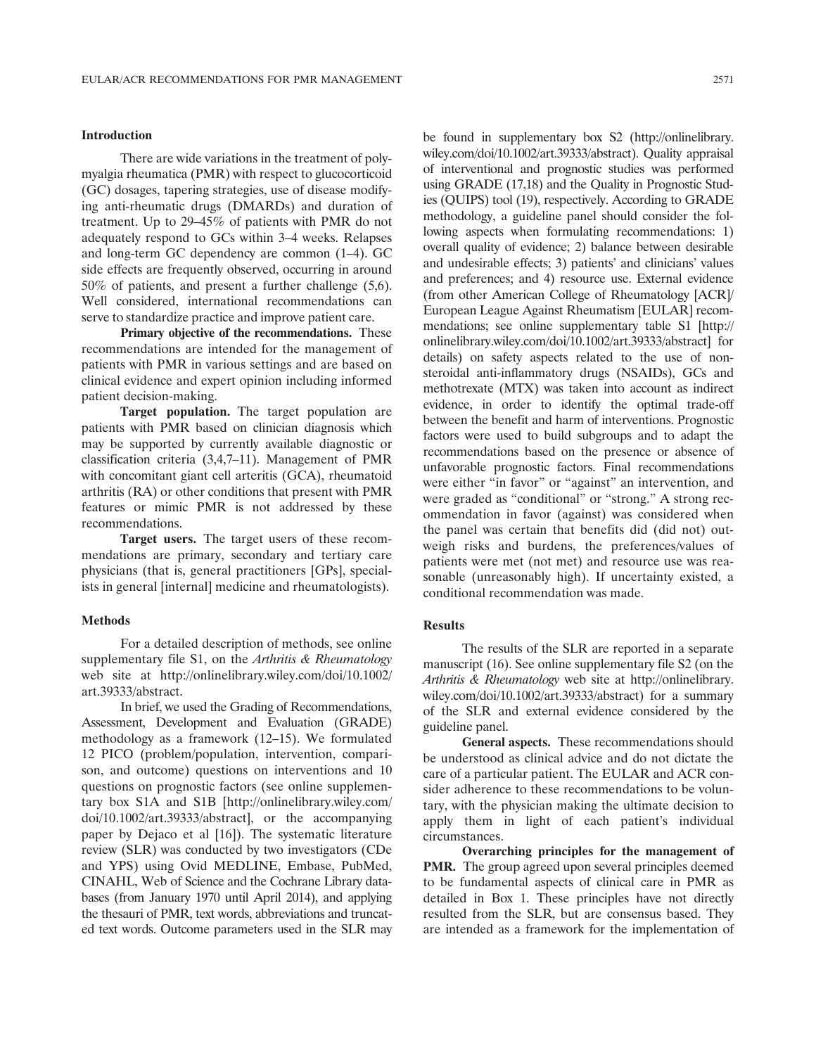## Introduction

There are wide variations in the treatment of polymyalgia rheumatica (PMR) with respect to glucocorticoid (GC) dosages, tapering strategies, use of disease modifying anti-rheumatic drugs (DMARDs) and duration of treatment. Up to 29–45% of patients with PMR do not adequately respond to GCs within 3–4 weeks. Relapses and long-term GC dependency are common (1–4). GC side effects are frequently observed, occurring in around 50% of patients, and present a further challenge (5,6). Well considered, international recommendations can serve to standardize practice and improve patient care.

**Primary objective of the recommendations.** These recommendations are intended for the management of patients with PMR in various settings and are based on clinical evidence and expert opinion including informed patient decision-making.

**Target population.** The target population are patients with PMR based on clinician diagnosis which may be supported by currently available diagnostic or classification criteria (3,4,7–11). Management of PMR with concomitant giant cell arteritis (GCA), rheumatoid arthritis (RA) or other conditions that present with PMR features or mimic PMR is not addressed by these recommendations.

**Target users.** The target users of these recommendations are primary, secondary and tertiary care physicians (that is, general practitioners [GPs], specialists in general [internal] medicine and rheumatologists).

## Methods

For a detailed description of methods, see online supplementary file S1, on the *Arthritis & Rheumatology* web site at http://onlinelibrary.wiley.com/doi/10.1002/art.39333/abstract.

In brief, we used the Grading of Recommendations, Assessment, Development and Evaluation (GRADE) methodology as a framework (12–15). We formulated 12 PICO (problem/population, intervention, comparison, and outcome) questions on interventions and 10 questions on prognostic factors (see online supplementary box S1A and S1B [http://onlinelibrary.wiley.com/doi/10.1002/art.39333/abstract], or the accompanying paper by Dejaco et al [16]). The systematic literature review (SLR) was conducted by two investigators (CDe and YPS) using Ovid MEDLINE, Embase, PubMed, CINAHL, Web of Science and the Cochrane Library databases (from January 1970 until April 2014), and applying the thesauri of PMR, text words, abbreviations and truncated text words. Outcome parameters used in the SLR may be found in supplementary box S2 (http://onlinelibrary.wiley.com/doi/10.1002/art.39333/abstract). Quality appraisal of interventional and prognostic studies was performed using GRADE (17,18) and the Quality in Prognostic Studies (QUIPS) tool (19), respectively. According to GRADE methodology, a guideline panel should consider the following aspects when formulating recommendations: 1) overall quality of evidence; 2) balance between desirable and undesirable effects; 3) patients' and clinicians' values and preferences; and 4) resource use. External evidence (from other American College of Rheumatology [ACR]/European League Against Rheumatism [EULAR] recommendations; see online supplementary table S1 [http://onlinelibrary.wiley.com/doi/10.1002/art.39333/abstract] for details) on safety aspects related to the use of non-steroidal anti-inflammatory drugs (NSAIDs), GCs and methotrexate (MTX) was taken into account as indirect evidence, in order to identify the optimal trade-off between the benefit and harm of interventions. Prognostic factors were used to build subgroups and to adapt the recommendations based on the presence or absence of unfavorable prognostic factors. Final recommendations were either "in favor" or "against" an intervention, and were graded as "conditional" or "strong." A strong recommendation in favor (against) was considered when the panel was certain that benefits did (did not) outweigh risks and burdens, the preferences/values of patients were met (not met) and resource use was reasonable (unreasonably high). If uncertainty existed, a conditional recommendation was made.

## Results

The results of the SLR are reported in a separate manuscript (16). See online supplementary file S2 (on the *Arthritis & Rheumatology* web site at http://onlinelibrary.wiley.com/doi/10.1002/art.39333/abstract) for a summary of the SLR and external evidence considered by the guideline panel.

**General aspects.** These recommendations should be understood as clinical advice and do not dictate the care of a particular patient. The EULAR and ACR consider adherence to these recommendations to be voluntary, with the physician making the ultimate decision to apply them in light of each patient's individual circumstances.

**Overarching principles for the management of PMR.** The group agreed upon several principles deemed to be fundamental aspects of clinical care in PMR as detailed in Box 1. These principles have not directly resulted from the SLR, but are consensus based. They are intended as a framework for the implementation of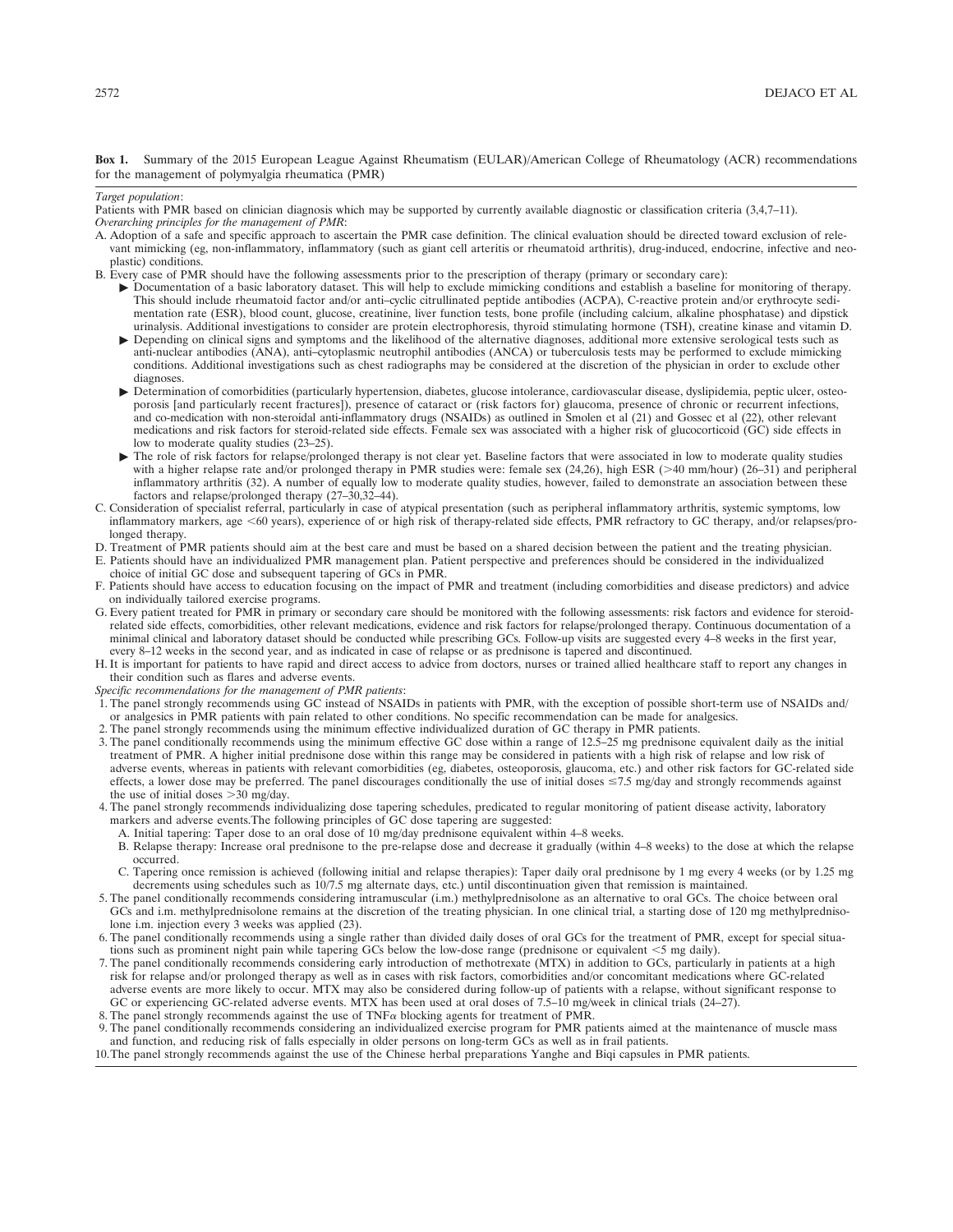**Box 1.** Summary of the 2015 European League Against Rheumatism (EULAR)/American College of Rheumatology (ACR) recommendations for the management of polymyalgia rheumatica (PMR)

*Target population*:

Patients with PMR based on clinician diagnosis which may be supported by currently available diagnostic or classification criteria (3,4,7–11).

*Overarching principles for the management of PMR*:

A. Adoption of a safe and specific approach to ascertain the PMR case definition. The clinical evaluation should be directed toward exclusion of relevant mimicking (eg, non-inflammatory, inflammatory (such as giant cell arteritis or rheumatoid arthritis), drug-induced, endocrine, infective and neoplastic) conditions.

B. Every case of PMR should have the following assessments prior to the prescription of therapy (primary or secondary care):

- Documentation of a basic laboratory dataset. This will help to exclude mimicking conditions and establish a baseline for monitoring of therapy. This should include rheumatoid factor and/or anti–cyclic citrullinated peptide antibodies (ACPA), C-reactive protein and/or erythrocyte sedimentation rate (ESR), blood count, glucose, creatinine, liver function tests, bone profile (including calcium, alkaline phosphatase) and dipstick urinalysis. Additional investigations to consider are protein electrophoresis, thyroid stimulating hormone (TSH), creatine kinase and vitamin D.
- Depending on clinical signs and symptoms and the likelihood of the alternative diagnoses, additional more extensive serological tests such as anti-nuclear antibodies (ANA), anti–cytoplasmic neutrophil antibodies (ANCA) or tuberculosis tests may be performed to exclude mimicking conditions. Additional investigations such as chest radiographs may be considered at the discretion of the physician in order to exclude other diagnoses.
- Determination of comorbidities (particularly hypertension, diabetes, glucose intolerance, cardiovascular disease, dyslipidemia, peptic ulcer, osteoporosis [and particularly recent fractures]), presence of cataract or (risk factors for) glaucoma, presence of chronic or recurrent infections, and co-medication with non-steroidal anti-inflammatory drugs (NSAIDs) as outlined in Smolen et al (21) and Gossec et al (22), other relevant medications and risk factors for steroid-related side effects. Female sex was associated with a higher risk of glucocorticoid (GC) side effects in low to moderate quality studies (23–25).
- The role of risk factors for relapse/prolonged therapy is not clear yet. Baseline factors that were associated in low to moderate quality studies with a higher relapse rate and/or prolonged therapy in PMR studies were: female sex (24,26), high ESR (>40 mm/hour) (26–31) and peripheral inflammatory arthritis (32). A number of equally low to moderate quality studies, however, failed to demonstrate an association between these factors and relapse/prolonged therapy (27–30,32–44).

C. Consideration of specialist referral, particularly in case of atypical presentation (such as peripheral inflammatory arthritis, systemic symptoms, low inflammatory markers, age <60 years), experience of or high risk of therapy-related side effects, PMR refractory to GC therapy, and/or relapses/prolonged therapy.

D. Treatment of PMR patients should aim at the best care and must be based on a shared decision between the patient and the treating physician.

E. Patients should have an individualized PMR management plan. Patient perspective and preferences should be considered in the individualized choice of initial GC dose and subsequent tapering of GCs in PMR.

F. Patients should have access to education focusing on the impact of PMR and treatment (including comorbidities and disease predictors) and advice on individually tailored exercise programs.

G. Every patient treated for PMR in primary or secondary care should be monitored with the following assessments: risk factors and evidence for steroid-related side effects, comorbidities, other relevant medications, evidence and risk factors for relapse/prolonged therapy. Continuous documentation of a minimal clinical and laboratory dataset should be conducted while prescribing GCs. Follow-up visits are suggested every 4–8 weeks in the first year, every 8–12 weeks in the second year, and as indicated in case of relapse or as prednisone is tapered and discontinued.

H. It is important for patients to have rapid and direct access to advice from doctors, nurses or trained allied healthcare staff to report any changes in their condition such as flares and adverse events.

*Specific recommendations for the management of PMR patients*:

1. The panel strongly recommends using GC instead of NSAIDs in patients with PMR, with the exception of possible short-term use of NSAIDs and/or analgesics in PMR patients with pain related to other conditions. No specific recommendation can be made for analgesics.
2. The panel strongly recommends using the minimum effective individualized duration of GC therapy in PMR patients.
3. The panel conditionally recommends using the minimum effective GC dose within a range of 12.5–25 mg prednisone equivalent daily as the initial treatment of PMR. A higher initial prednisone dose within this range may be considered in patients with a high risk of relapse and low risk of adverse events, whereas in patients with relevant comorbidities (eg, diabetes, osteoporosis, glaucoma, etc.) and other risk factors for GC-related side effects, a lower dose may be preferred. The panel discourages conditionally the use of initial doses ≤7.5 mg/day and strongly recommends against the use of initial doses >30 mg/day.
4. The panel strongly recommends individualizing dose tapering schedules, predicated to regular monitoring of patient disease activity, laboratory markers and adverse events.The following principles of GC dose tapering are suggested:
   - A. Initial tapering: Taper dose to an oral dose of 10 mg/day prednisone equivalent within 4–8 weeks.
   - B. Relapse therapy: Increase oral prednisone to the pre-relapse dose and decrease it gradually (within 4–8 weeks) to the dose at which the relapse occurred.
   - C. Tapering once remission is achieved (following initial and relapse therapies): Taper daily oral prednisone by 1 mg every 4 weeks (or by 1.25 mg decrements using schedules such as 10/7.5 mg alternate days, etc.) until discontinuation given that remission is maintained.
5. The panel conditionally recommends considering intramuscular (i.m.) methylprednisolone as an alternative to oral GCs. The choice between oral GCs and i.m. methylprednisolone remains at the discretion of the treating physician. In one clinical trial, a starting dose of 120 mg methylprednisolone i.m. injection every 3 weeks was applied (23).
6. The panel conditionally recommends using a single rather than divided daily doses of oral GCs for the treatment of PMR, except for special situations such as prominent night pain while tapering GCs below the low-dose range (prednisone or equivalent <5 mg daily).
7. The panel conditionally recommends considering early introduction of methotrexate (MTX) in addition to GCs, particularly in patients at a high risk for relapse and/or prolonged therapy as well as in cases with risk factors, comorbidities and/or concomitant medications where GC-related adverse events are more likely to occur. MTX may also be considered during follow-up of patients with a relapse, without significant response to GC or experiencing GC-related adverse events. MTX has been used at oral doses of 7.5–10 mg/week in clinical trials (24–27).
8. The panel strongly recommends against the use of TNF$\alpha$ blocking agents for treatment of PMR.
9. The panel conditionally recommends considering an individualized exercise program for PMR patients aimed at the maintenance of muscle mass and function, and reducing risk of falls especially in older persons on long-term GCs as well as in frail patients.
10. The panel strongly recommends against the use of the Chinese herbal preparations Yanghe and Biqi capsules in PMR patients.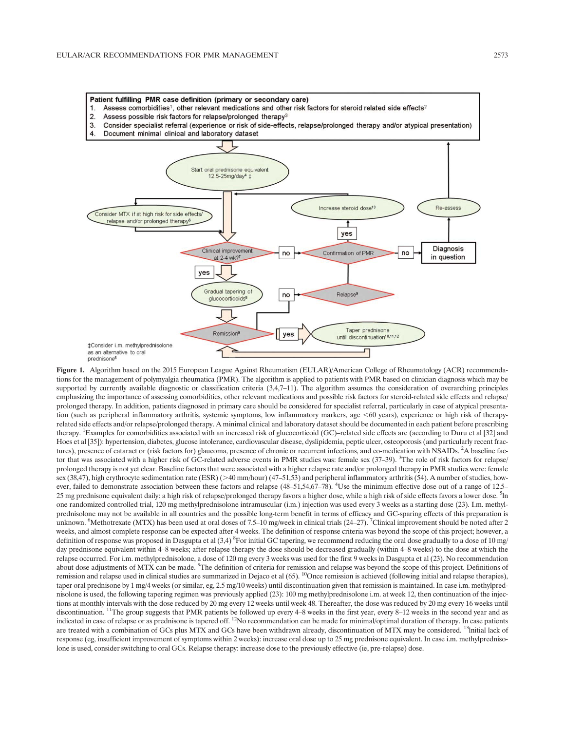**Patient fulfilling PMR case definition (primary or secondary care)**

1. Assess comorbidities[1], other relevant medications and other risk factors for steroid related side effects[2]
2. Assess possible risk factors for relapse/prolonged therapy[3]
3. Consider specialist referral (experience or risk of side-effects, relapse/prolonged therapy and/or atypical presentation)
4. Document minimal clinical and laboratory dataset

Start oral prednisone equivalent 12.5-25mg/day[4] ‡

Consider MTX if at high risk for side effects/relapse and/or prolonged therapy[6]

Increase steroid dose[13]

Re-assess

Clinical improvement at 2-4 wk?[7] — no → Confirmation of PMR — yes → Increase steroid dose; no → Diagnosis in question

yes → Gradual tapering of glucocorticoids[8]

Relapse[9]

Remission[9] — no → Relapse; yes → Taper prednisone until discontinuation[10,11,12]

‡Consider i.m. methylprednisolone as an alternative to oral prednisone[5]

**Figure 1.** Algorithm based on the 2015 European League Against Rheumatism (EULAR)/American College of Rheumatology (ACR) recommendations for the management of polymyalgia rheumatica (PMR). The algorithm is applied to patients with PMR based on clinician diagnosis which may be supported by currently available diagnostic or classification criteria (3,4,7–11). The algorithm assumes the consideration of overarching principles emphasizing the importance of assessing comorbidities, other relevant medications and possible risk factors for steroid-related side effects and relapse/prolonged therapy. In addition, patients diagnosed in primary care should be considered for specialist referral, particularly in case of atypical presentation (such as peripheral inflammatory arthritis, systemic symptoms, low inflammatory markers, age <60 years), experience or high risk of therapy-related side effects and/or relapse/prolonged therapy. A minimal clinical and laboratory dataset should be documented in each patient before prescribing therapy. [1]Examples for comorbidities associated with an increased risk of glucocorticoid (GC)–related side effects are (according to Duru et al [32] and Hoes et al [35]): hypertension, diabetes, glucose intolerance, cardiovascular disease, dyslipidemia, peptic ulcer, osteoporosis (and particularly recent fractures), presence of cataract or (risk factors for) glaucoma, presence of chronic or recurrent infections, and co-medication with NSAIDs. [2]A baseline factor that was associated with a higher risk of GC-related adverse events in PMR studies was: female sex (37–39). [3]The role of risk factors for relapse/prolonged therapy is not yet clear. Baseline factors that were associated with a higher relapse rate and/or prolonged therapy in PMR studies were: female sex (38,47), high erythrocyte sedimentation rate (ESR) (>40 mm/hour) (47–51,53) and peripheral inflammatory arthritis (54). A number of studies, however, failed to demonstrate association between these factors and relapse (48–51,54,67–78). [4]Use the minimum effective dose out of a range of 12.5–25 mg prednisone equivalent daily: a high risk of relapse/prolonged therapy favors a higher dose, while a high risk of side effects favors a lower dose. [5]In one randomized controlled trial, 120 mg methylprednisolone intramuscular (i.m.) injection was used every 3 weeks as a starting dose (23). I.m. methylprednisolone may not be available in all countries and the possible long-term benefit in terms of efficacy and GC-sparing effects of this preparation is unknown. [6]Methotrexate (MTX) has been used at oral doses of 7.5–10 mg/week in clinical trials (24–27). [7]Clinical improvement should be noted after 2 weeks, and almost complete response can be expected after 4 weeks. The definition of response criteria was beyond the scope of this project; however, a definition of response was proposed in Dasgupta et al (3,4) [8]For initial GC tapering, we recommend reducing the oral dose gradually to a dose of 10 mg/day prednisone equivalent within 4–8 weeks; after relapse therapy the dose should be decreased gradually (within 4–8 weeks) to the dose at which the relapse occurred. For i.m. methylprednisolone, a dose of 120 mg every 3 weeks was used for the first 9 weeks in Dasgupta et al (23). No recommendation about dose adjustments of MTX can be made. [9]The definition of criteria for remission and relapse was beyond the scope of this project. Definitions of remission and relapse used in clinical studies are summarized in Dejaco et al (65). [10]Once remission is achieved (following initial and relapse therapies), taper oral prednisone by 1 mg/4 weeks (or similar, eg, 2.5 mg/10 weeks) until discontinuation given that remission is maintained. In case i.m. methylprednisolone is used, the following tapering regimen was previously applied (23): 100 mg methylprednisolone i.m. at week 12, then continuation of the injections at monthly intervals with the dose reduced by 20 mg every 12 weeks until week 48. Thereafter, the dose was reduced by 20 mg every 16 weeks until discontinuation. [11]The group suggests that PMR patients be followed up every 4–8 weeks in the first year, every 8–12 weeks in the second year and as indicated in case of relapse or as prednisone is tapered off. [12]No recommendation can be made for minimal/optimal duration of therapy. In case patients are treated with a combination of GCs plus MTX and GCs have been withdrawn already, discontinuation of MTX may be considered. [13]Initial lack of response (eg, insufficient improvement of symptoms within 2 weeks): increase oral dose up to 25 mg prednisone equivalent. In case i.m. methylprednisolone is used, consider switching to oral GCs. Relapse therapy: increase dose to the previously effective (ie, pre-relapse) dose.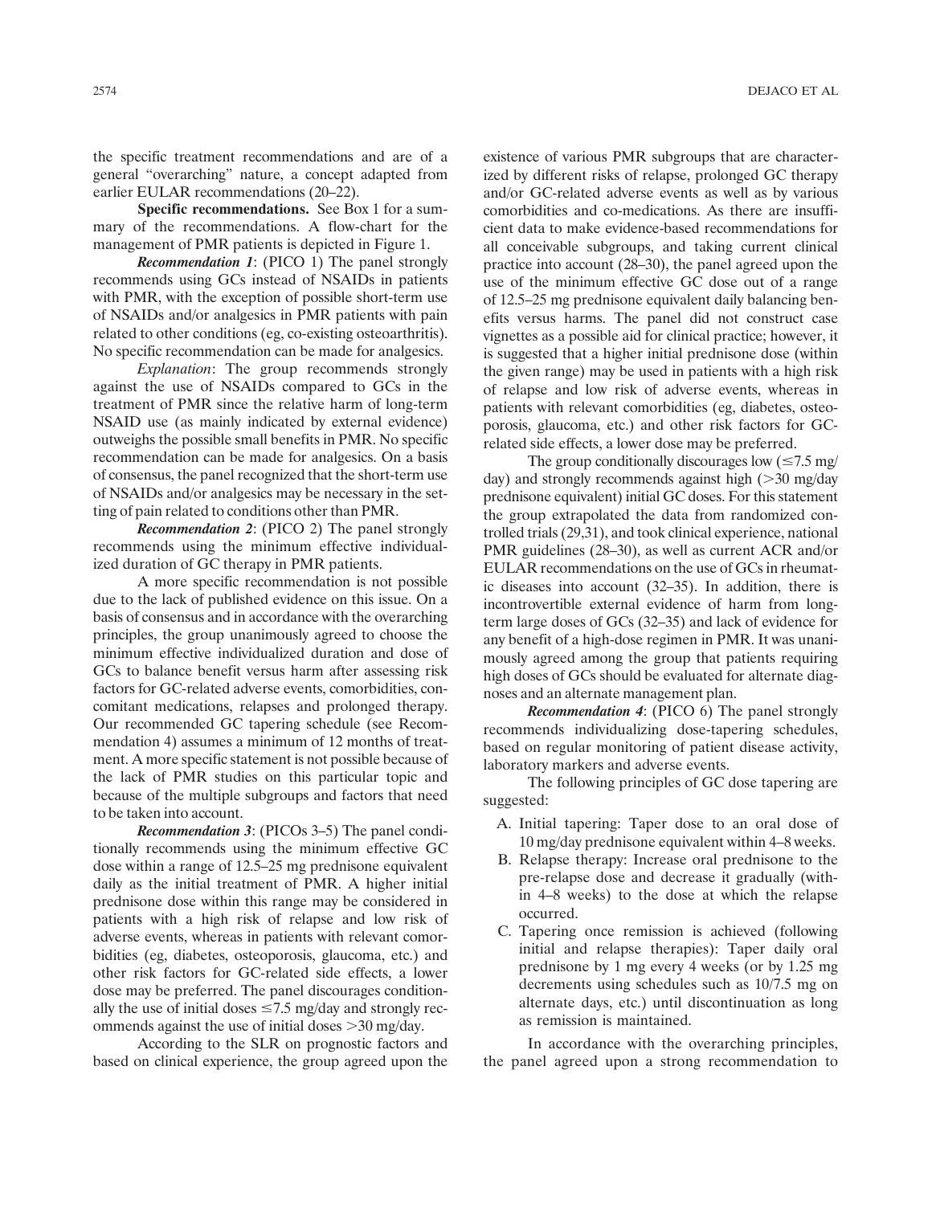the specific treatment recommendations and are of a general "overarching" nature, a concept adapted from earlier EULAR recommendations (20–22).

**Specific recommendations.** See Box 1 for a summary of the recommendations. A flow-chart for the management of PMR patients is depicted in Figure 1.

***Recommendation 1***: (PICO 1) The panel strongly recommends using GCs instead of NSAIDs in patients with PMR, with the exception of possible short-term use of NSAIDs and/or analgesics in PMR patients with pain related to other conditions (eg, co-existing osteoarthritis). No specific recommendation can be made for analgesics.

*Explanation*: The group recommends strongly against the use of NSAIDs compared to GCs in the treatment of PMR since the relative harm of long-term NSAID use (as mainly indicated by external evidence) outweighs the possible small benefits in PMR. No specific recommendation can be made for analgesics. On a basis of consensus, the panel recognized that the short-term use of NSAIDs and/or analgesics may be necessary in the setting of pain related to conditions other than PMR.

***Recommendation 2***: (PICO 2) The panel strongly recommends using the minimum effective individualized duration of GC therapy in PMR patients.

A more specific recommendation is not possible due to the lack of published evidence on this issue. On a basis of consensus and in accordance with the overarching principles, the group unanimously agreed to choose the minimum effective individualized duration and dose of GCs to balance benefit versus harm after assessing risk factors for GC-related adverse events, comorbidities, concomitant medications, relapses and prolonged therapy. Our recommended GC tapering schedule (see Recommendation 4) assumes a minimum of 12 months of treatment. A more specific statement is not possible because of the lack of PMR studies on this particular topic and because of the multiple subgroups and factors that need to be taken into account.

***Recommendation 3***: (PICOs 3–5) The panel conditionally recommends using the minimum effective GC dose within a range of 12.5–25 mg prednisone equivalent daily as the initial treatment of PMR. A higher initial prednisone dose within this range may be considered in patients with a high risk of relapse and low risk of adverse events, whereas in patients with relevant comorbidities (eg, diabetes, osteoporosis, glaucoma, etc.) and other risk factors for GC-related side effects, a lower dose may be preferred. The panel discourages conditionally the use of initial doses $\leq$7.5 mg/day and strongly recommends against the use of initial doses $>$30 mg/day.

According to the SLR on prognostic factors and based on clinical experience, the group agreed upon the existence of various PMR subgroups that are characterized by different risks of relapse, prolonged GC therapy and/or GC-related adverse events as well as by various comorbidities and co-medications. As there are insufficient data to make evidence-based recommendations for all conceivable subgroups, and taking current clinical practice into account (28–30), the panel agreed upon the use of the minimum effective GC dose out of a range of 12.5–25 mg prednisone equivalent daily balancing benefits versus harms. The panel did not construct case vignettes as a possible aid for clinical practice; however, it is suggested that a higher initial prednisone dose (within the given range) may be used in patients with a high risk of relapse and low risk of adverse events, whereas in patients with relevant comorbidities (eg, diabetes, osteoporosis, glaucoma, etc.) and other risk factors for GC-related side effects, a lower dose may be preferred.

The group conditionally discourages low ($\leq$7.5 mg/day) and strongly recommends against high ($>$30 mg/day prednisone equivalent) initial GC doses. For this statement the group extrapolated the data from randomized controlled trials (29,31), and took clinical experience, national PMR guidelines (28–30), as well as current ACR and/or EULAR recommendations on the use of GCs in rheumatic diseases into account (32–35). In addition, there is incontrovertible external evidence of harm from long-term large doses of GCs (32–35) and lack of evidence for any benefit of a high-dose regimen in PMR. It was unanimously agreed among the group that patients requiring high doses of GCs should be evaluated for alternate diagnoses and an alternate management plan.

***Recommendation 4***: (PICO 6) The panel strongly recommends individualizing dose-tapering schedules, based on regular monitoring of patient disease activity, laboratory markers and adverse events.

The following principles of GC dose tapering are suggested:

A. Initial tapering: Taper dose to an oral dose of 10 mg/day prednisone equivalent within 4–8 weeks.
B. Relapse therapy: Increase oral prednisone to the pre-relapse dose and decrease it gradually (within 4–8 weeks) to the dose at which the relapse occurred.
C. Tapering once remission is achieved (following initial and relapse therapies): Taper daily oral prednisone by 1 mg every 4 weeks (or by 1.25 mg decrements using schedules such as 10/7.5 mg on alternate days, etc.) until discontinuation as long as remission is maintained.

In accordance with the overarching principles, the panel agreed upon a strong recommendation to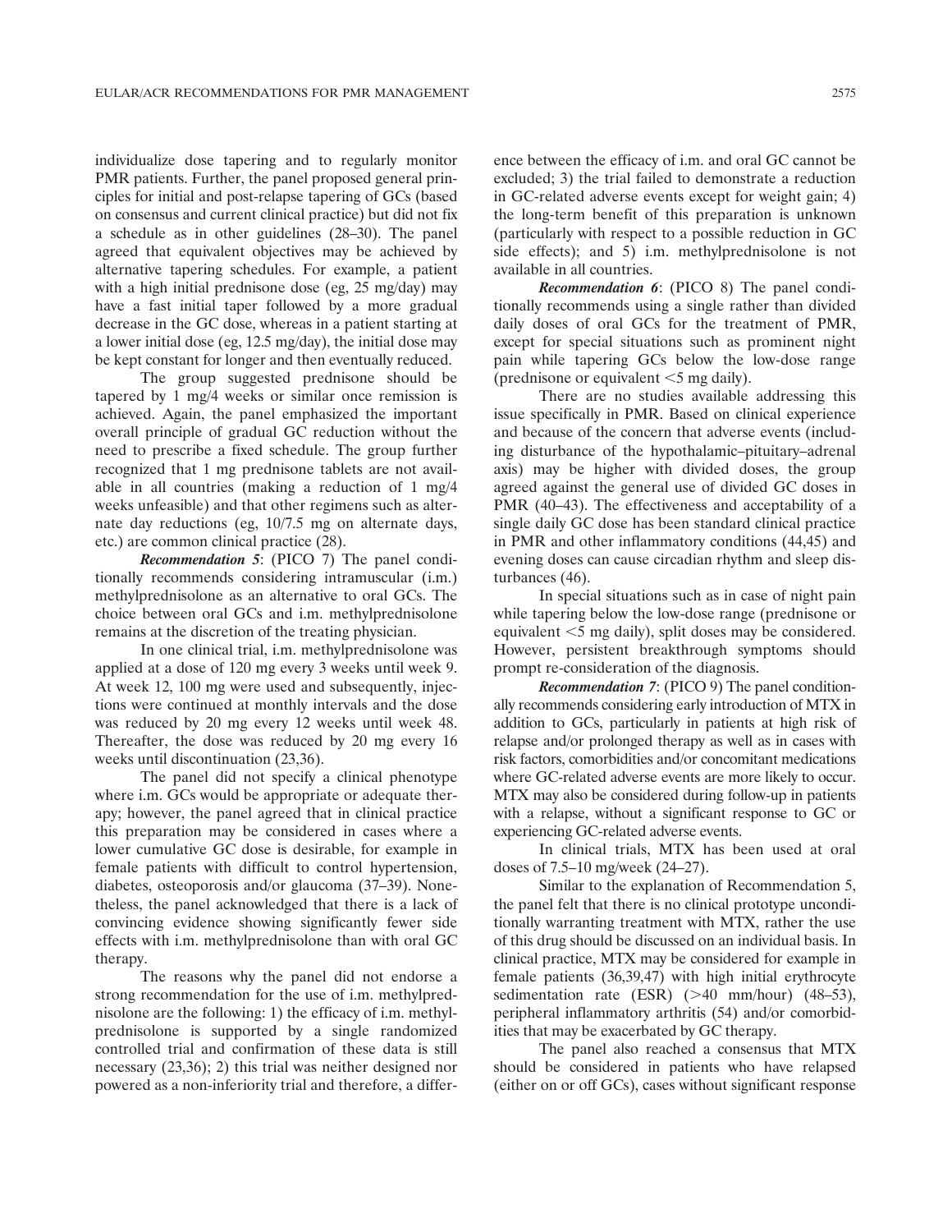individualize dose tapering and to regularly monitor PMR patients. Further, the panel proposed general principles for initial and post-relapse tapering of GCs (based on consensus and current clinical practice) but did not fix a schedule as in other guidelines (28–30). The panel agreed that equivalent objectives may be achieved by alternative tapering schedules. For example, a patient with a high initial prednisone dose (eg, 25 mg/day) may have a fast initial taper followed by a more gradual decrease in the GC dose, whereas in a patient starting at a lower initial dose (eg, 12.5 mg/day), the initial dose may be kept constant for longer and then eventually reduced.

The group suggested prednisone should be tapered by 1 mg/4 weeks or similar once remission is achieved. Again, the panel emphasized the important overall principle of gradual GC reduction without the need to prescribe a fixed schedule. The group further recognized that 1 mg prednisone tablets are not available in all countries (making a reduction of 1 mg/4 weeks unfeasible) and that other regimens such as alternate day reductions (eg, 10/7.5 mg on alternate days, etc.) are common clinical practice (28).

***Recommendation 5***: (PICO 7) The panel conditionally recommends considering intramuscular (i.m.) methylprednisolone as an alternative to oral GCs. The choice between oral GCs and i.m. methylprednisolone remains at the discretion of the treating physician.

In one clinical trial, i.m. methylprednisolone was applied at a dose of 120 mg every 3 weeks until week 9. At week 12, 100 mg were used and subsequently, injections were continued at monthly intervals and the dose was reduced by 20 mg every 12 weeks until week 48. Thereafter, the dose was reduced by 20 mg every 16 weeks until discontinuation (23,36).

The panel did not specify a clinical phenotype where i.m. GCs would be appropriate or adequate therapy; however, the panel agreed that in clinical practice this preparation may be considered in cases where a lower cumulative GC dose is desirable, for example in female patients with difficult to control hypertension, diabetes, osteoporosis and/or glaucoma (37–39). Nonetheless, the panel acknowledged that there is a lack of convincing evidence showing significantly fewer side effects with i.m. methylprednisolone than with oral GC therapy.

The reasons why the panel did not endorse a strong recommendation for the use of i.m. methylprednisolone are the following: 1) the efficacy of i.m. methylprednisolone is supported by a single randomized controlled trial and confirmation of these data is still necessary (23,36); 2) this trial was neither designed nor powered as a non-inferiority trial and therefore, a difference between the efficacy of i.m. and oral GC cannot be excluded; 3) the trial failed to demonstrate a reduction in GC-related adverse events except for weight gain; 4) the long-term benefit of this preparation is unknown (particularly with respect to a possible reduction in GC side effects); and 5) i.m. methylprednisolone is not available in all countries.

***Recommendation 6***: (PICO 8) The panel conditionally recommends using a single rather than divided daily doses of oral GCs for the treatment of PMR, except for special situations such as prominent night pain while tapering GCs below the low-dose range (prednisone or equivalent <5 mg daily).

There are no studies available addressing this issue specifically in PMR. Based on clinical experience and because of the concern that adverse events (including disturbance of the hypothalamic–pituitary–adrenal axis) may be higher with divided doses, the group agreed against the general use of divided GC doses in PMR (40–43). The effectiveness and acceptability of a single daily GC dose has been standard clinical practice in PMR and other inflammatory conditions (44,45) and evening doses can cause circadian rhythm and sleep disturbances (46).

In special situations such as in case of night pain while tapering below the low-dose range (prednisone or equivalent <5 mg daily), split doses may be considered. However, persistent breakthrough symptoms should prompt re-consideration of the diagnosis.

***Recommendation 7***: (PICO 9) The panel conditionally recommends considering early introduction of MTX in addition to GCs, particularly in patients at high risk of relapse and/or prolonged therapy as well as in cases with risk factors, comorbidities and/or concomitant medications where GC-related adverse events are more likely to occur. MTX may also be considered during follow-up in patients with a relapse, without a significant response to GC or experiencing GC-related adverse events.

In clinical trials, MTX has been used at oral doses of 7.5–10 mg/week (24–27).

Similar to the explanation of Recommendation 5, the panel felt that there is no clinical prototype unconditionally warranting treatment with MTX, rather the use of this drug should be discussed on an individual basis. In clinical practice, MTX may be considered for example in female patients (36,39,47) with high initial erythrocyte sedimentation rate (ESR) (>40 mm/hour) (48–53), peripheral inflammatory arthritis (54) and/or comorbidities that may be exacerbated by GC therapy.

The panel also reached a consensus that MTX should be considered in patients who have relapsed (either on or off GCs), cases without significant response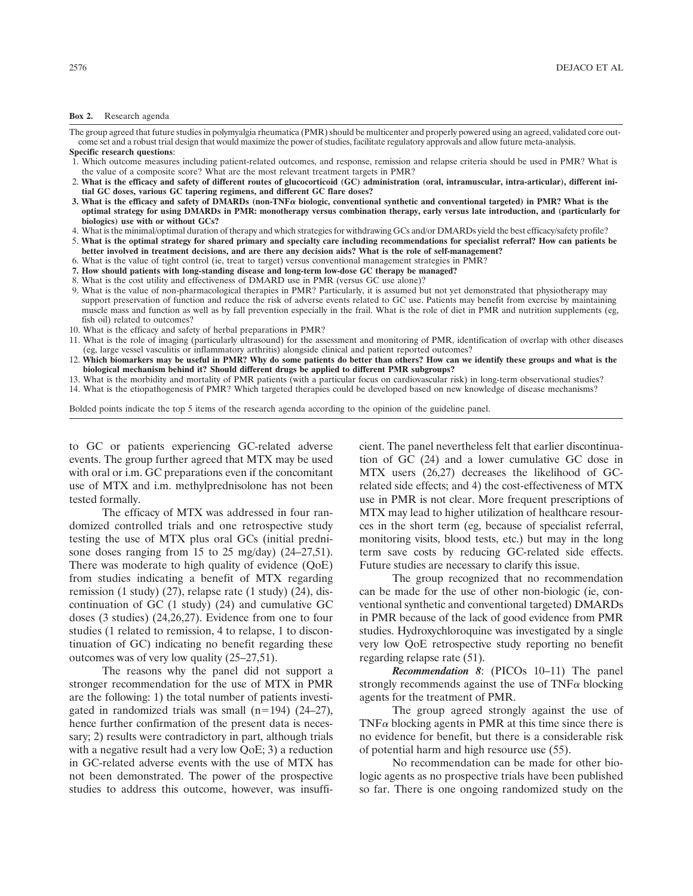**Box 2.** Research agenda

The group agreed that future studies in polymyalgia rheumatica (PMR) should be multicenter and properly powered using an agreed, validated core outcome set and a robust trial design that would maximize the power of studies, facilitate regulatory approvals and allow future meta-analysis.

**Specific research questions**:

1. Which outcome measures including patient-related outcomes, and response, remission and relapse criteria should be used in PMR? What is the value of a composite score? What are the most relevant treatment targets in PMR?
2. **What is the efficacy and safety of different routes of glucocorticoid (GC) administration (oral, intramuscular, intra-articular), different initial GC doses, various GC tapering regimens, and different GC flare doses?**
3. **What is the efficacy and safety of DMARDs (non-TNF$\alpha$ biologic, conventional synthetic and conventional targeted) in PMR? What is the optimal strategy for using DMARDs in PMR: monotherapy versus combination therapy, early versus late introduction, and (particularly for biologics) use with or without GCs?**
4. What is the minimal/optimal duration of therapy and which strategies for withdrawing GCs and/or DMARDs yield the best efficacy/safety profile?
5. **What is the optimal strategy for shared primary and specialty care including recommendations for specialist referral? How can patients be better involved in treatment decisions, and are there any decision aids? What is the role of self-management?**
6. What is the value of tight control (ie, treat to target) versus conventional management strategies in PMR?
7. **How should patients with long-standing disease and long-term low-dose GC therapy be managed?**
8. What is the cost utility and effectiveness of DMARD use in PMR (versus GC use alone)?
9. What is the value of non-pharmacological therapies in PMR? Particularly, it is assumed but not yet demonstrated that physiotherapy may support preservation of function and reduce the risk of adverse events related to GC use. Patients may benefit from exercise by maintaining muscle mass and function as well as by fall prevention especially in the frail. What is the role of diet in PMR and nutrition supplements (eg, fish oil) related to outcomes?
10. What is the efficacy and safety of herbal preparations in PMR?
11. What is the role of imaging (particularly ultrasound) for the assessment and monitoring of PMR, identification of overlap with other diseases (eg, large vessel vasculitis or inflammatory arthritis) alongside clinical and patient reported outcomes?
12. **Which biomarkers may be useful in PMR? Why do some patients do better than others? How can we identify these groups and what is the biological mechanism behind it? Should different drugs be applied to different PMR subgroups?**
13. What is the morbidity and mortality of PMR patients (with a particular focus on cardiovascular risk) in long-term observational studies?
14. What is the etiopathogenesis of PMR? Which targeted therapies could be developed based on new knowledge of disease mechanisms?

Bolded points indicate the top 5 items of the research agenda according to the opinion of the guideline panel.

to GC or patients experiencing GC-related adverse events. The group further agreed that MTX may be used with oral or i.m. GC preparations even if the concomitant use of MTX and i.m. methylprednisolone has not been tested formally.

The efficacy of MTX was addressed in four randomized controlled trials and one retrospective study testing the use of MTX plus oral GCs (initial prednisone doses ranging from 15 to 25 mg/day) (24–27,51). There was moderate to high quality of evidence (QoE) from studies indicating a benefit of MTX regarding remission (1 study) (27), relapse rate (1 study) (24), discontinuation of GC (1 study) (24) and cumulative GC doses (3 studies) (24,26,27). Evidence from one to four studies (1 related to remission, 4 to relapse, 1 to discontinuation of GC) indicating no benefit regarding these outcomes was of very low quality (25–27,51).

The reasons why the panel did not support a stronger recommendation for the use of MTX in PMR are the following: 1) the total number of patients investigated in randomized trials was small (n=194) (24–27), hence further confirmation of the present data is necessary; 2) results were contradictory in part, although trials with a negative result had a very low QoE; 3) a reduction in GC-related adverse events with the use of MTX has not been demonstrated. The power of the prospective studies to address this outcome, however, was insufficient. The panel nevertheless felt that earlier discontinuation of GC (24) and a lower cumulative GC dose in MTX users (26,27) decreases the likelihood of GC-related side effects; and 4) the cost-effectiveness of MTX use in PMR is not clear. More frequent prescriptions of MTX may lead to higher utilization of healthcare resources in the short term (eg, because of specialist referral, monitoring visits, blood tests, etc.) but may in the long term save costs by reducing GC-related side effects. Future studies are necessary to clarify this issue.

The group recognized that no recommendation can be made for the use of other non-biologic (ie, conventional synthetic and conventional targeted) DMARDs in PMR because of the lack of good evidence from PMR studies. Hydroxychloroquine was investigated by a single very low QoE retrospective study reporting no benefit regarding relapse rate (51).

***Recommendation 8***: (PICOs 10–11) The panel strongly recommends against the use of TNF$\alpha$ blocking agents for the treatment of PMR.

The group agreed strongly against the use of TNF$\alpha$ blocking agents in PMR at this time since there is no evidence for benefit, but there is a considerable risk of potential harm and high resource use (55).

No recommendation can be made for other biologic agents as no prospective trials have been published so far. There is one ongoing randomized study on the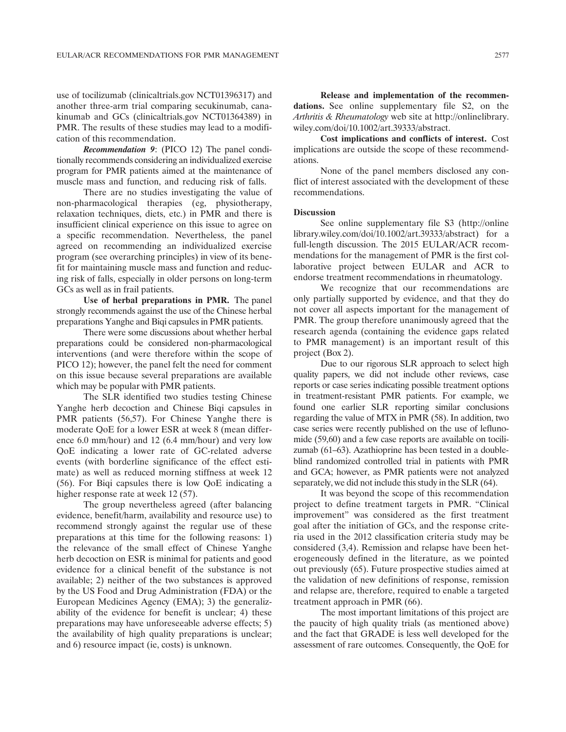use of tocilizumab (clinicaltrials.gov NCT01396317) and another three-arm trial comparing secukinumab, canakinumab and GCs (clinicaltrials.gov NCT01364389) in PMR. The results of these studies may lead to a modification of this recommendation.

***Recommendation 9***: (PICO 12) The panel conditionally recommends considering an individualized exercise program for PMR patients aimed at the maintenance of muscle mass and function, and reducing risk of falls.

There are no studies investigating the value of non-pharmacological therapies (eg, physiotherapy, relaxation techniques, diets, etc.) in PMR and there is insufficient clinical experience on this issue to agree on a specific recommendation. Nevertheless, the panel agreed on recommending an individualized exercise program (see overarching principles) in view of its benefit for maintaining muscle mass and function and reducing risk of falls, especially in older persons on long-term GCs as well as in frail patients.

**Use of herbal preparations in PMR.** The panel strongly recommends against the use of the Chinese herbal preparations Yanghe and Biqi capsules in PMR patients.

There were some discussions about whether herbal preparations could be considered non-pharmacological interventions (and were therefore within the scope of PICO 12); however, the panel felt the need for comment on this issue because several preparations are available which may be popular with PMR patients.

The SLR identified two studies testing Chinese Yanghe herb decoction and Chinese Biqi capsules in PMR patients (56,57). For Chinese Yanghe there is moderate QoE for a lower ESR at week 8 (mean difference 6.0 mm/hour) and 12 (6.4 mm/hour) and very low QoE indicating a lower rate of GC-related adverse events (with borderline significance of the effect estimate) as well as reduced morning stiffness at week 12 (56). For Biqi capsules there is low QoE indicating a higher response rate at week 12 (57).

The group nevertheless agreed (after balancing evidence, benefit/harm, availability and resource use) to recommend strongly against the regular use of these preparations at this time for the following reasons: 1) the relevance of the small effect of Chinese Yanghe herb decoction on ESR is minimal for patients and good evidence for a clinical benefit of the substance is not available; 2) neither of the two substances is approved by the US Food and Drug Administration (FDA) or the European Medicines Agency (EMA); 3) the generalizability of the evidence for benefit is unclear; 4) these preparations may have unforeseeable adverse effects; 5) the availability of high quality preparations is unclear; and 6) resource impact (ie, costs) is unknown.

**Release and implementation of the recommendations.** See online supplementary file S2, on the *Arthritis & Rheumatology* web site at http://onlinelibrary.wiley.com/doi/10.1002/art.39333/abstract.

**Cost implications and conflicts of interest.** Cost implications are outside the scope of these recommendations.

None of the panel members disclosed any conflict of interest associated with the development of these recommendations.

#### Discussion

See online supplementary file S3 (http://onlinelibrary.wiley.com/doi/10.1002/art.39333/abstract) for a full-length discussion. The 2015 EULAR/ACR recommendations for the management of PMR is the first collaborative project between EULAR and ACR to endorse treatment recommendations in rheumatology.

We recognize that our recommendations are only partially supported by evidence, and that they do not cover all aspects important for the management of PMR. The group therefore unanimously agreed that the research agenda (containing the evidence gaps related to PMR management) is an important result of this project (Box 2).

Due to our rigorous SLR approach to select high quality papers, we did not include other reviews, case reports or case series indicating possible treatment options in treatment-resistant PMR patients. For example, we found one earlier SLR reporting similar conclusions regarding the value of MTX in PMR (58). In addition, two case series were recently published on the use of leflunomide (59,60) and a few case reports are available on tocilizumab (61–63). Azathioprine has been tested in a double-blind randomized controlled trial in patients with PMR and GCA; however, as PMR patients were not analyzed separately, we did not include this study in the SLR (64).

It was beyond the scope of this recommendation project to define treatment targets in PMR. "Clinical improvement" was considered as the first treatment goal after the initiation of GCs, and the response criteria used in the 2012 classification criteria study may be considered (3,4). Remission and relapse have been heterogeneously defined in the literature, as we pointed out previously (65). Future prospective studies aimed at the validation of new definitions of response, remission and relapse are, therefore, required to enable a targeted treatment approach in PMR (66).

The most important limitations of this project are the paucity of high quality trials (as mentioned above) and the fact that GRADE is less well developed for the assessment of rare outcomes. Consequently, the QoE for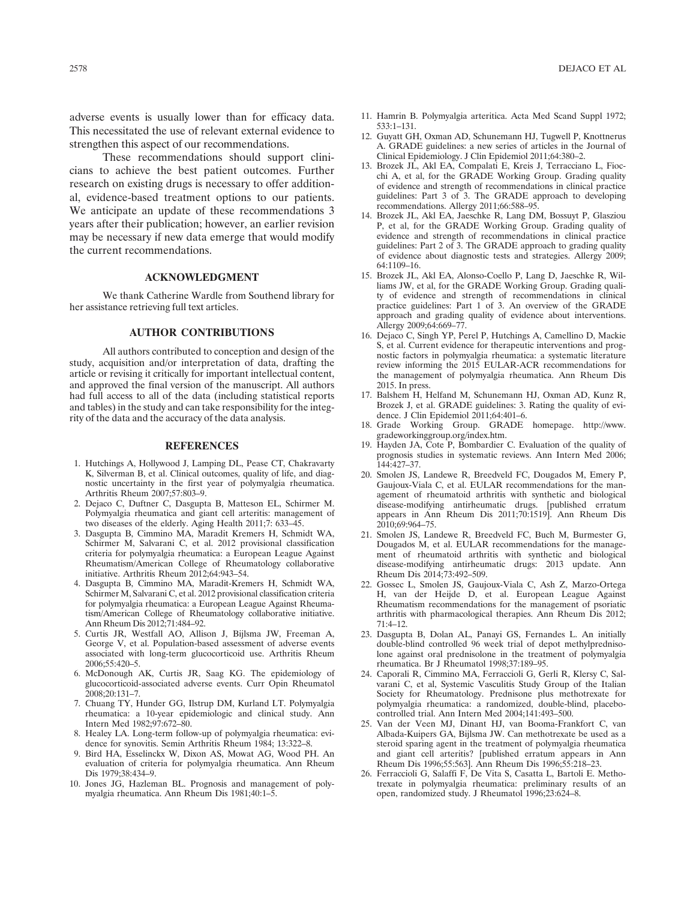adverse events is usually lower than for efficacy data. This necessitated the use of relevant external evidence to strengthen this aspect of our recommendations.

These recommendations should support clinicians to achieve the best patient outcomes. Further research on existing drugs is necessary to offer additional, evidence-based treatment options to our patients. We anticipate an update of these recommendations 3 years after their publication; however, an earlier revision may be necessary if new data emerge that would modify the current recommendations.

## ACKNOWLEDGMENT

We thank Catherine Wardle from Southend library for her assistance retrieving full text articles.

## AUTHOR CONTRIBUTIONS

All authors contributed to conception and design of the study, acquisition and/or interpretation of data, drafting the article or revising it critically for important intellectual content, and approved the final version of the manuscript. All authors had full access to all of the data (including statistical reports and tables) in the study and can take responsibility for the integrity of the data and the accuracy of the data analysis.

## REFERENCES

1. Hutchings A, Hollywood J, Lamping DL, Pease CT, Chakravarty K, Silverman B, et al. Clinical outcomes, quality of life, and diagnostic uncertainty in the first year of polymyalgia rheumatica. Arthritis Rheum 2007;57:803–9.
2. Dejaco C, Duftner C, Dasgupta B, Matteson EL, Schirmer M. Polymyalgia rheumatica and giant cell arteritis: management of two diseases of the elderly. Aging Health 2011;7: 633–45.
3. Dasgupta B, Cimmino MA, Maradit Kremers H, Schmidt WA, Schirmer M, Salvarani C, et al. 2012 provisional classification criteria for polymyalgia rheumatica: a European League Against Rheumatism/American College of Rheumatology collaborative initiative. Arthritis Rheum 2012;64:943–54.
4. Dasgupta B, Cimmino MA, Maradit-Kremers H, Schmidt WA, Schirmer M, Salvarani C, et al. 2012 provisional classification criteria for polymyalgia rheumatica: a European League Against Rheumatism/American College of Rheumatology collaborative initiative. Ann Rheum Dis 2012;71:484–92.
5. Curtis JR, Westfall AO, Allison J, Bijlsma JW, Freeman A, George V, et al. Population-based assessment of adverse events associated with long-term glucocorticoid use. Arthritis Rheum 2006;55:420–5.
6. McDonough AK, Curtis JR, Saag KG. The epidemiology of glucocorticoid-associated adverse events. Curr Opin Rheumatol 2008;20:131–7.
7. Chuang TY, Hunder GG, Ilstrup DM, Kurland LT. Polymyalgia rheumatica: a 10-year epidemiologic and clinical study. Ann Intern Med 1982;97:672–80.
8. Healey LA. Long-term follow-up of polymyalgia rheumatica: evidence for synovitis. Semin Arthritis Rheum 1984; 13:322–8.
9. Bird HA, Esselinckx W, Dixon AS, Mowat AG, Wood PH. An evaluation of criteria for polymyalgia rheumatica. Ann Rheum Dis 1979;38:434–9.
10. Jones JG, Hazleman BL. Prognosis and management of polymyalgia rheumatica. Ann Rheum Dis 1981;40:1–5.
11. Hamrin B. Polymyalgia arteritica. Acta Med Scand Suppl 1972; 533:1–131.
12. Guyatt GH, Oxman AD, Schunemann HJ, Tugwell P, Knottnerus A. GRADE guidelines: a new series of articles in the Journal of Clinical Epidemiology. J Clin Epidemiol 2011;64:380–2.
13. Brozek JL, Akl EA, Compalati E, Kreis J, Terracciano L, Fiocchi A, et al, for the GRADE Working Group. Grading quality of evidence and strength of recommendations in clinical practice guidelines: Part 3 of 3. The GRADE approach to developing recommendations. Allergy 2011;66:588–95.
14. Brozek JL, Akl EA, Jaeschke R, Lang DM, Bossuyt P, Glasziou P, et al, for the GRADE Working Group. Grading quality of evidence and strength of recommendations in clinical practice guidelines: Part 2 of 3. The GRADE approach to grading quality of evidence about diagnostic tests and strategies. Allergy 2009; 64:1109–16.
15. Brozek JL, Akl EA, Alonso-Coello P, Lang D, Jaeschke R, Williams JW, et al, for the GRADE Working Group. Grading quality of evidence and strength of recommendations in clinical practice guidelines: Part 1 of 3. An overview of the GRADE approach and grading quality of evidence about interventions. Allergy 2009;64:669–77.
16. Dejaco C, Singh YP, Perel P, Hutchings A, Camellino D, Mackie S, et al. Current evidence for therapeutic interventions and prognostic factors in polymyalgia rheumatica: a systematic literature review informing the 2015 EULAR-ACR recommendations for the management of polymyalgia rheumatica. Ann Rheum Dis 2015. In press.
17. Balshem H, Helfand M, Schunemann HJ, Oxman AD, Kunz R, Brozek J, et al. GRADE guidelines: 3. Rating the quality of evidence. J Clin Epidemiol 2011;64:401–6.
18. Grade Working Group. GRADE homepage. http://www.gradeworkinggroup.org/index.htm.
19. Hayden JA, Cote P, Bombardier C. Evaluation of the quality of prognosis studies in systematic reviews. Ann Intern Med 2006; 144:427–37.
20. Smolen JS, Landewe R, Breedveld FC, Dougados M, Emery P, Gaujoux-Viala C, et al. EULAR recommendations for the management of rheumatoid arthritis with synthetic and biological disease-modifying antirheumatic drugs. [published erratum appears in Ann Rheum Dis 2011;70:1519]. Ann Rheum Dis 2010;69:964–75.
21. Smolen JS, Landewe R, Breedveld FC, Buch M, Burmester G, Dougados M, et al. EULAR recommendations for the management of rheumatoid arthritis with synthetic and biological disease-modifying antirheumatic drugs: 2013 update. Ann Rheum Dis 2014;73:492–509.
22. Gossec L, Smolen JS, Gaujoux-Viala C, Ash Z, Marzo-Ortega H, van der Heijde D, et al. European League Against Rheumatism recommendations for the management of psoriatic arthritis with pharmacological therapies. Ann Rheum Dis 2012; 71:4–12.
23. Dasgupta B, Dolan AL, Panayi GS, Fernandes L. An initially double-blind controlled 96 week trial of depot methylprednisolone against oral prednisolone in the treatment of polymyalgia rheumatica. Br J Rheumatol 1998;37:189–95.
24. Caporali R, Cimmino MA, Ferraccioli G, Gerli R, Klersy C, Salvarani C, et al, Systemic Vasculitis Study Group of the Italian Society for Rheumatology. Prednisone plus methotrexate for polymyalgia rheumatica: a randomized, double-blind, placebo-controlled trial. Ann Intern Med 2004;141:493–500.
25. Van der Veen MJ, Dinant HJ, van Booma-Frankfort C, van Albada-Kuipers GA, Bijlsma JW. Can methotrexate be used as a steroid sparing agent in the treatment of polymyalgia rheumatica and giant cell arteritis? [published erratum appears in Ann Rheum Dis 1996;55:563]. Ann Rheum Dis 1996;55:218–23.
26. Ferraccioli G, Salaffi F, De Vita S, Casatta L, Bartoli E. Methotrexate in polymyalgia rheumatica: preliminary results of an open, randomized study. J Rheumatol 1996;23:624–8.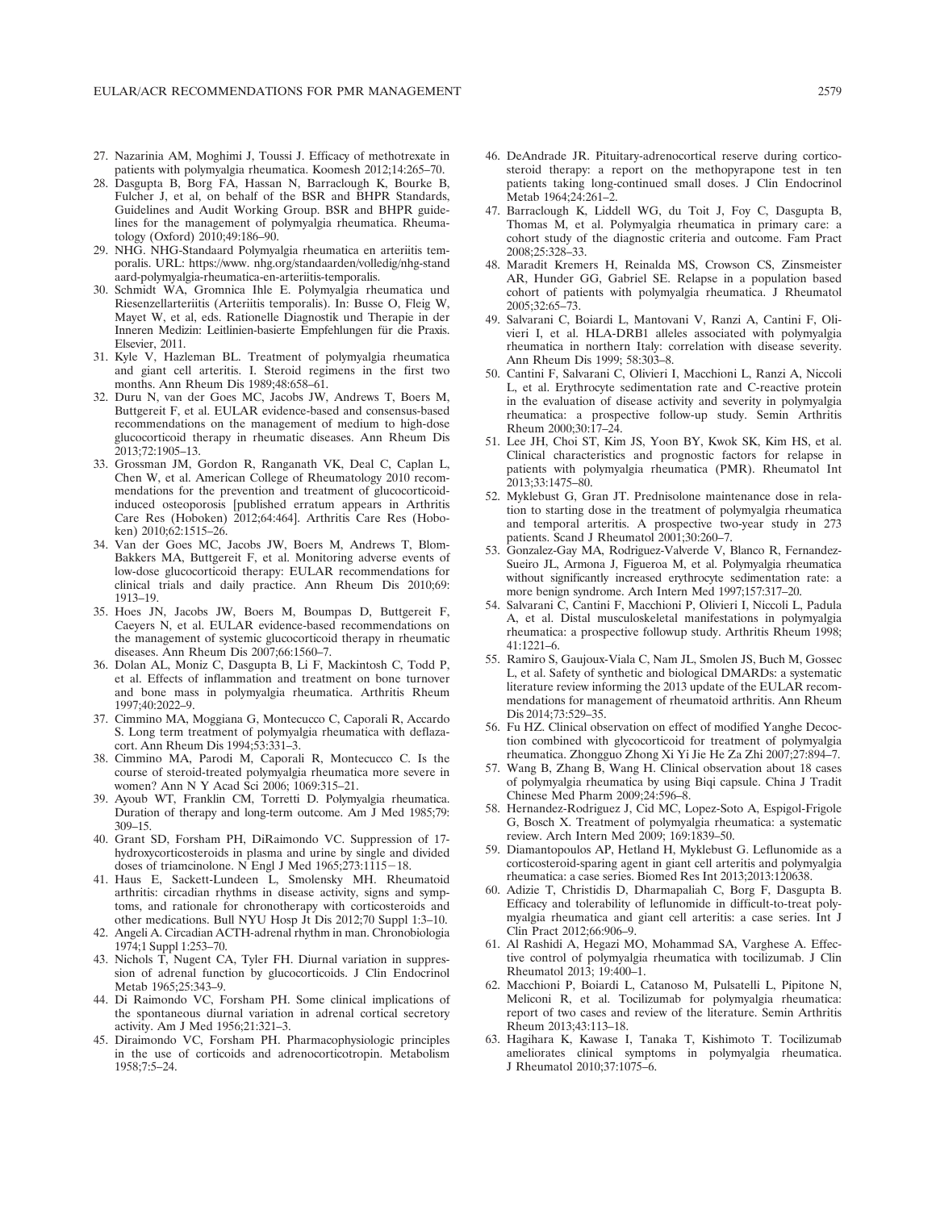27. Nazarinia AM, Moghimi J, Toussi J. Efficacy of methotrexate in patients with polymyalgia rheumatica. Koomesh 2012;14:265–70.
28. Dasgupta B, Borg FA, Hassan N, Barraclough K, Bourke B, Fulcher J, et al, on behalf of the BSR and BHPR Standards, Guidelines and Audit Working Group. BSR and BHPR guidelines for the management of polymyalgia rheumatica. Rheumatology (Oxford) 2010;49:186–90.
29. NHG. NHG-Standaard Polymyalgia rheumatica en arteriitis temporalis. URL: https://www. nhg.org/standaarden/volledig/nhg-standaard-polymyalgia-rheumatica-en-arteriitis-temporalis.
30. Schmidt WA, Gromnica Ihle E. Polymyalgia rheumatica und Riesenzellarteriitis (Arteriitis temporalis). In: Busse O, Fleig W, Mayet W, et al, eds. Rationelle Diagnostik und Therapie in der Inneren Medizin: Leitlinien-basierte Empfehlungen für die Praxis. Elsevier, 2011.
31. Kyle V, Hazleman BL. Treatment of polymyalgia rheumatica and giant cell arteritis. I. Steroid regimens in the first two months. Ann Rheum Dis 1989;48:658–61.
32. Duru N, van der Goes MC, Jacobs JW, Andrews T, Boers M, Buttgereit F, et al. EULAR evidence-based and consensus-based recommendations on the management of medium to high-dose glucocorticoid therapy in rheumatic diseases. Ann Rheum Dis 2013;72:1905–13.
33. Grossman JM, Gordon R, Ranganath VK, Deal C, Caplan L, Chen W, et al. American College of Rheumatology 2010 recommendations for the prevention and treatment of glucocorticoid-induced osteoporosis [published erratum appears in Arthritis Care Res (Hoboken) 2012;64:464]. Arthritis Care Res (Hoboken) 2010;62:1515–26.
34. Van der Goes MC, Jacobs JW, Boers M, Andrews T, Blom-Bakkers MA, Buttgereit F, et al. Monitoring adverse events of low-dose glucocorticoid therapy: EULAR recommendations for clinical trials and daily practice. Ann Rheum Dis 2010;69: 1913–19.
35. Hoes JN, Jacobs JW, Boers M, Boumpas D, Buttgereit F, Caeyers N, et al. EULAR evidence-based recommendations on the management of systemic glucocorticoid therapy in rheumatic diseases. Ann Rheum Dis 2007;66:1560–7.
36. Dolan AL, Moniz C, Dasgupta B, Li F, Mackintosh C, Todd P, et al. Effects of inflammation and treatment on bone turnover and bone mass in polymyalgia rheumatica. Arthritis Rheum 1997;40:2022–9.
37. Cimmino MA, Moggiana G, Montecucco C, Caporali R, Accardo S. Long term treatment of polymyalgia rheumatica with deflazacort. Ann Rheum Dis 1994;53:331–3.
38. Cimmino MA, Parodi M, Caporali R, Montecucco C. Is the course of steroid-treated polymyalgia rheumatica more severe in women? Ann N Y Acad Sci 2006; 1069:315–21.
39. Ayoub WT, Franklin CM, Torretti D. Polymyalgia rheumatica. Duration of therapy and long-term outcome. Am J Med 1985;79: 309–15.
40. Grant SD, Forsham PH, DiRaimondo VC. Suppression of 17-hydroxycorticosteroids in plasma and urine by single and divided doses of triamcinolone. N Engl J Med 1965;273:1115–18.
41. Haus E, Sackett-Lundeen L, Smolensky MH. Rheumatoid arthritis: circadian rhythms in disease activity, signs and symptoms, and rationale for chronotherapy with corticosteroids and other medications. Bull NYU Hosp Jt Dis 2012;70 Suppl 1:3–10.
42. Angeli A. Circadian ACTH-adrenal rhythm in man. Chronobiologia 1974;1 Suppl 1:253–70.
43. Nichols T, Nugent CA, Tyler FH. Diurnal variation in suppression of adrenal function by glucocorticoids. J Clin Endocrinol Metab 1965;25:343–9.
44. Di Raimondo VC, Forsham PH. Some clinical implications of the spontaneous diurnal variation in adrenal cortical secretory activity. Am J Med 1956;21:321–3.
45. Diraimondo VC, Forsham PH. Pharmacophysiologic principles in the use of corticoids and adrenocorticotropin. Metabolism 1958;7:5–24.
46. DeAndrade JR. Pituitary-adrenocortical reserve during corticosteroid therapy: a report on the methopyrapone test in ten patients taking long-continued small doses. J Clin Endocrinol Metab 1964;24:261–2.
47. Barraclough K, Liddell WG, du Toit J, Foy C, Dasgupta B, Thomas M, et al. Polymyalgia rheumatica in primary care: a cohort study of the diagnostic criteria and outcome. Fam Pract 2008;25:328–33.
48. Maradit Kremers H, Reinalda MS, Crowson CS, Zinsmeister AR, Hunder GG, Gabriel SE. Relapse in a population based cohort of patients with polymyalgia rheumatica. J Rheumatol 2005;32:65–73.
49. Salvarani C, Boiardi L, Mantovani V, Ranzi A, Cantini F, Olivieri I, et al. HLA-DRB1 alleles associated with polymyalgia rheumatica in northern Italy: correlation with disease severity. Ann Rheum Dis 1999; 58:303–8.
50. Cantini F, Salvarani C, Olivieri I, Macchioni L, Ranzi A, Niccoli L, et al. Erythrocyte sedimentation rate and C-reactive protein in the evaluation of disease activity and severity in polymyalgia rheumatica: a prospective follow-up study. Semin Arthritis Rheum 2000;30:17–24.
51. Lee JH, Choi ST, Kim JS, Yoon BY, Kwok SK, Kim HS, et al. Clinical characteristics and prognostic factors for relapse in patients with polymyalgia rheumatica (PMR). Rheumatol Int 2013;33:1475–80.
52. Myklebust G, Gran JT. Prednisolone maintenance dose in relation to starting dose in the treatment of polymyalgia rheumatica and temporal arteritis. A prospective two-year study in 273 patients. Scand J Rheumatol 2001;30:260–7.
53. Gonzalez-Gay MA, Rodriguez-Valverde V, Blanco R, Fernandez-Sueiro JL, Armona J, Figueroa M, et al. Polymyalgia rheumatica without significantly increased erythrocyte sedimentation rate: a more benign syndrome. Arch Intern Med 1997;157:317–20.
54. Salvarani C, Cantini F, Macchioni P, Olivieri I, Niccoli L, Padula A, et al. Distal musculoskeletal manifestations in polymyalgia rheumatica: a prospective followup study. Arthritis Rheum 1998; 41:1221–6.
55. Ramiro S, Gaujoux-Viala C, Nam JL, Smolen JS, Buch M, Gossec L, et al. Safety of synthetic and biological DMARDs: a systematic literature review informing the 2013 update of the EULAR recommendations for management of rheumatoid arthritis. Ann Rheum Dis 2014;73:529–35.
56. Fu HZ. Clinical observation on effect of modified Yanghe Decoction combined with glycocorticoid for treatment of polymyalgia rheumatica. Zhongguo Zhong Xi Yi Jie He Za Zhi 2007;27:894–7.
57. Wang B, Zhang B, Wang H. Clinical observation about 18 cases of polymyalgia rheumatica by using Biqi capsule. China J Tradit Chinese Med Pharm 2009;24:596–8.
58. Hernandez-Rodriguez J, Cid MC, Lopez-Soto A, Espigol-Frigole G, Bosch X. Treatment of polymyalgia rheumatica: a systematic review. Arch Intern Med 2009; 169:1839–50.
59. Diamantopoulos AP, Hetland H, Myklebust G. Leflunomide as a corticosteroid-sparing agent in giant cell arteritis and polymyalgia rheumatica: a case series. Biomed Res Int 2013;2013:120638.
60. Adizie T, Christidis D, Dharmapaliah C, Borg F, Dasgupta B. Efficacy and tolerability of leflunomide in difficult-to-treat polymyalgia rheumatica and giant cell arteritis: a case series. Int J Clin Pract 2012;66:906–9.
61. Al Rashidi A, Hegazi MO, Mohammad SA, Varghese A. Effective control of polymyalgia rheumatica with tocilizumab. J Clin Rheumatol 2013; 19:400–1.
62. Macchioni P, Boiardi L, Catanoso M, Pulsatelli L, Pipitone N, Meliconi R, et al. Tocilizumab for polymyalgia rheumatica: report of two cases and review of the literature. Semin Arthritis Rheum 2013;43:113–18.
63. Hagihara K, Kawase I, Tanaka T, Kishimoto T. Tocilizumab ameliorates clinical symptoms in polymyalgia rheumatica. J Rheumatol 2010;37:1075–6.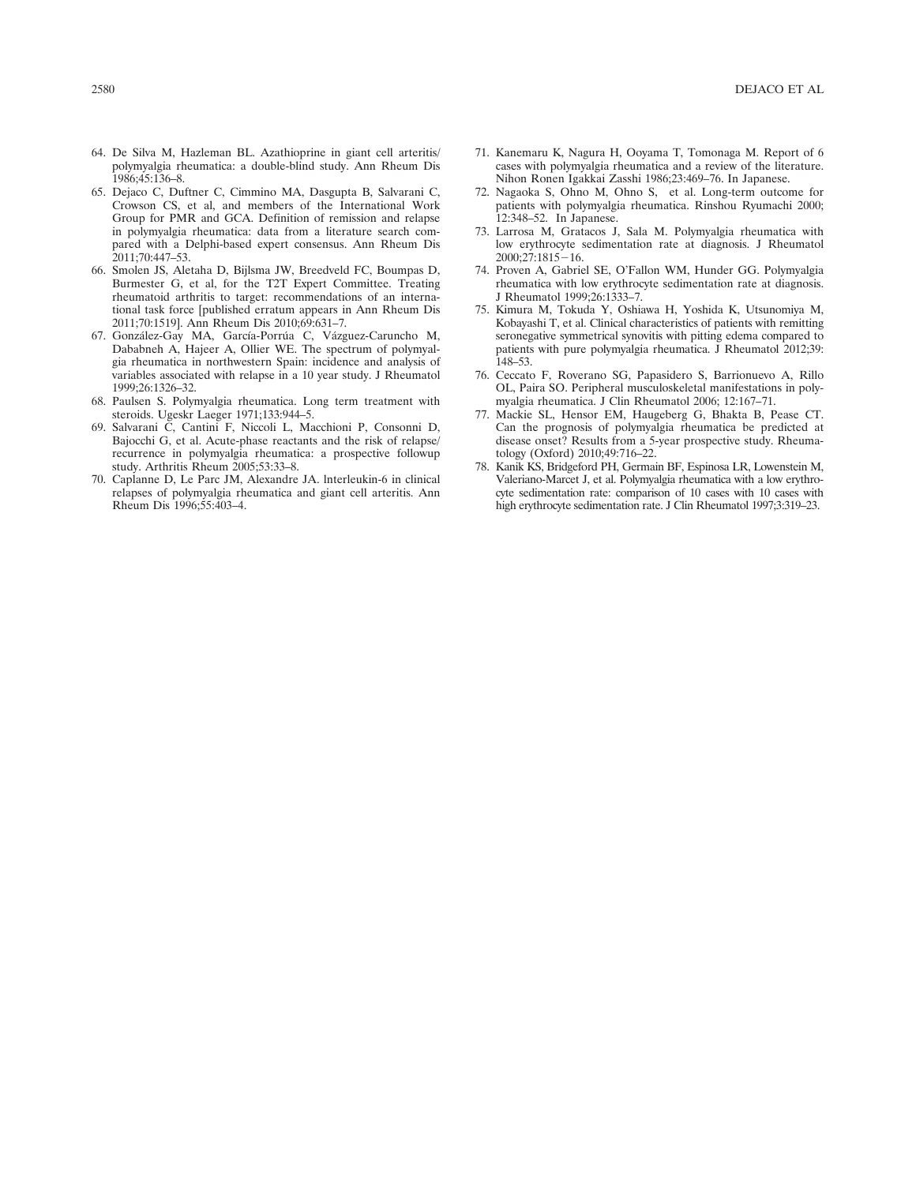64. De Silva M, Hazleman BL. Azathioprine in giant cell arteritis/polymyalgia rheumatica: a double-blind study. Ann Rheum Dis 1986;45:136–8.
65. Dejaco C, Duftner C, Cimmino MA, Dasgupta B, Salvarani C, Crowson CS, et al, and members of the International Work Group for PMR and GCA. Definition of remission and relapse in polymyalgia rheumatica: data from a literature search compared with a Delphi-based expert consensus. Ann Rheum Dis 2011;70:447–53.
66. Smolen JS, Aletaha D, Bijlsma JW, Breedveld FC, Boumpas D, Burmester G, et al, for the T2T Expert Committee. Treating rheumatoid arthritis to target: recommendations of an international task force [published erratum appears in Ann Rheum Dis 2011;70:1519]. Ann Rheum Dis 2010;69:631–7.
67. González-Gay MA, García-Porrúa C, Vázguez-Caruncho M, Dababneh A, Hajeer A, Ollier WE. The spectrum of polymyalgia rheumatica in northwestern Spain: incidence and analysis of variables associated with relapse in a 10 year study. J Rheumatol 1999;26:1326–32.
68. Paulsen S. Polymyalgia rheumatica. Long term treatment with steroids. Ugeskr Laeger 1971;133:944–5.
69. Salvarani C, Cantini F, Niccoli L, Macchioni P, Consonni D, Bajocchi G, et al. Acute-phase reactants and the risk of relapse/recurrence in polymyalgia rheumatica: a prospective followup study. Arthritis Rheum 2005;53:33–8.
70. Caplanne D, Le Parc JM, Alexandre JA. lnterleukin-6 in clinical relapses of polymyalgia rheumatica and giant cell arteritis. Ann Rheum Dis 1996;55:403–4.
71. Kanemaru K, Nagura H, Ooyama T, Tomonaga M. Report of 6 cases with polymyalgia rheumatica and a review of the literature. Nihon Ronen Igakkai Zasshi 1986;23:469–76. In Japanese.
72. Nagaoka S, Ohno M, Ohno S, et al. Long-term outcome for patients with polymyalgia rheumatica. Rinshou Ryumachi 2000; 12:348–52. In Japanese.
73. Larrosa M, Gratacos J, Sala M. Polymyalgia rheumatica with low erythrocyte sedimentation rate at diagnosis. J Rheumatol 2000;27:1815−16.
74. Proven A, Gabriel SE, O'Fallon WM, Hunder GG. Polymyalgia rheumatica with low erythrocyte sedimentation rate at diagnosis. J Rheumatol 1999;26:1333–7.
75. Kimura M, Tokuda Y, Oshiawa H, Yoshida K, Utsunomiya M, Kobayashi T, et al. Clinical characteristics of patients with remitting seronegative symmetrical synovitis with pitting edema compared to patients with pure polymyalgia rheumatica. J Rheumatol 2012;39: 148–53.
76. Ceccato F, Roverano SG, Papasidero S, Barrionuevo A, Rillo OL, Paira SO. Peripheral musculoskeletal manifestations in polymyalgia rheumatica. J Clin Rheumatol 2006; 12:167–71.
77. Mackie SL, Hensor EM, Haugeberg G, Bhakta B, Pease CT. Can the prognosis of polymyalgia rheumatica be predicted at disease onset? Results from a 5-year prospective study. Rheumatology (Oxford) 2010;49:716–22.
78. Kanik KS, Bridgeford PH, Germain BF, Espinosa LR, Lowenstein M, Valeriano-Marcet J, et al. Polymyalgia rheumatica with a low erythrocyte sedimentation rate: comparison of 10 cases with 10 cases with high erythrocyte sedimentation rate. J Clin Rheumatol 1997;3:319–23.